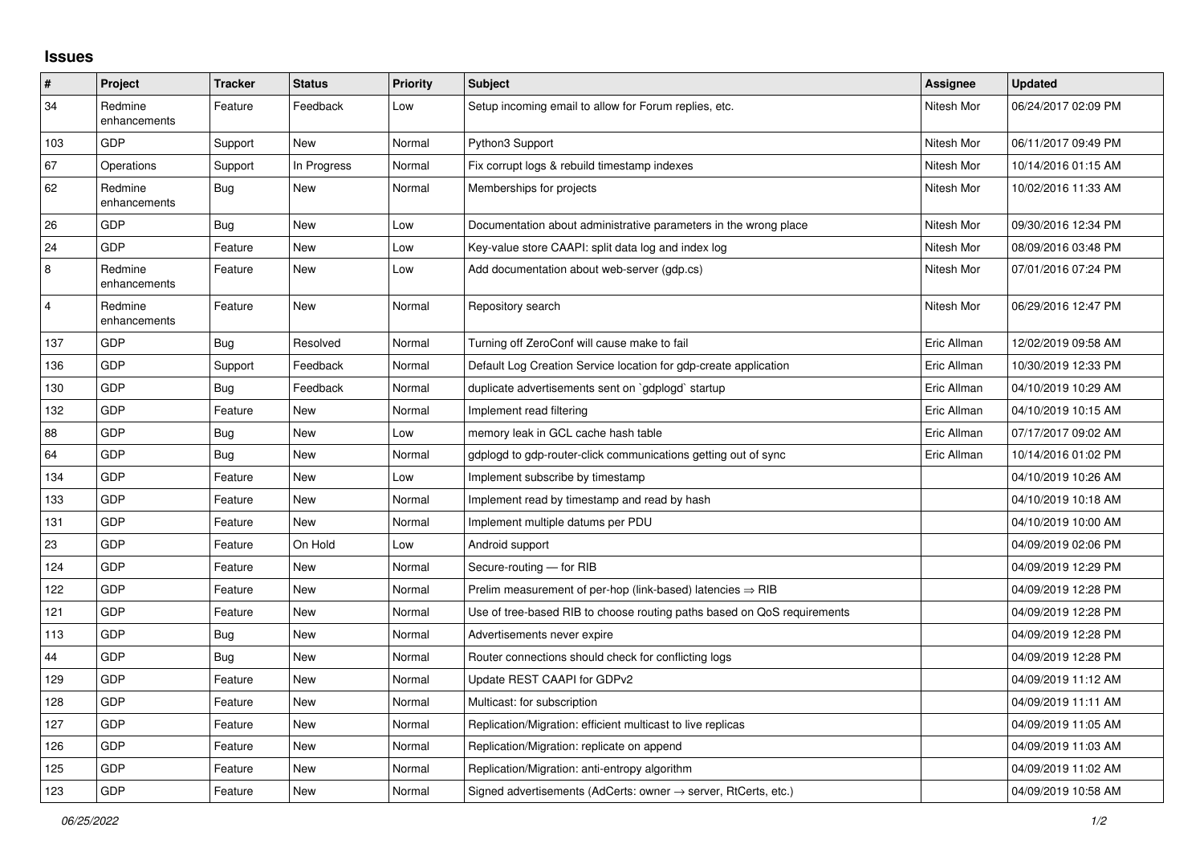# Issues

| # | Project | Tracker | Status | Priority | Subject | Assignee | Updated |
|---|---|---|---|---|---|---|---|
| 34 | Redmine enhancements | Feature | Feedback | Low | Setup incoming email to allow for Forum replies, etc. | Nitesh Mor | 06/24/2017 02:09 PM |
| 103 | GDP | Support | New | Normal | Python3 Support | Nitesh Mor | 06/11/2017 09:49 PM |
| 67 | Operations | Support | In Progress | Normal | Fix corrupt logs & rebuild timestamp indexes | Nitesh Mor | 10/14/2016 01:15 AM |
| 62 | Redmine enhancements | Bug | New | Normal | Memberships for projects | Nitesh Mor | 10/02/2016 11:33 AM |
| 26 | GDP | Bug | New | Low | Documentation about administrative parameters in the wrong place | Nitesh Mor | 09/30/2016 12:34 PM |
| 24 | GDP | Feature | New | Low | Key-value store CAAPI: split data log and index log | Nitesh Mor | 08/09/2016 03:48 PM |
| 8 | Redmine enhancements | Feature | New | Low | Add documentation about web-server (gdp.cs) | Nitesh Mor | 07/01/2016 07:24 PM |
| 4 | Redmine enhancements | Feature | New | Normal | Repository search | Nitesh Mor | 06/29/2016 12:47 PM |
| 137 | GDP | Bug | Resolved | Normal | Turning off ZeroConf will cause make to fail | Eric Allman | 12/02/2019 09:58 AM |
| 136 | GDP | Support | Feedback | Normal | Default Log Creation Service location for gdp-create application | Eric Allman | 10/30/2019 12:33 PM |
| 130 | GDP | Bug | Feedback | Normal | duplicate advertisements sent on `gdplogd` startup | Eric Allman | 04/10/2019 10:29 AM |
| 132 | GDP | Feature | New | Normal | Implement read filtering | Eric Allman | 04/10/2019 10:15 AM |
| 88 | GDP | Bug | New | Low | memory leak in GCL cache hash table | Eric Allman | 07/17/2017 09:02 AM |
| 64 | GDP | Bug | New | Normal | gdplogd to gdp-router-click communications getting out of sync | Eric Allman | 10/14/2016 01:02 PM |
| 134 | GDP | Feature | New | Low | Implement subscribe by timestamp | | 04/10/2019 10:26 AM |
| 133 | GDP | Feature | New | Normal | Implement read by timestamp and read by hash | | 04/10/2019 10:18 AM |
| 131 | GDP | Feature | New | Normal | Implement multiple datums per PDU | | 04/10/2019 10:00 AM |
| 23 | GDP | Feature | On Hold | Low | Android support | | 04/09/2019 02:06 PM |
| 124 | GDP | Feature | New | Normal | Secure-routing — for RIB | | 04/09/2019 12:29 PM |
| 122 | GDP | Feature | New | Normal | Prelim measurement of per-hop (link-based) latencies ⇒ RIB | | 04/09/2019 12:28 PM |
| 121 | GDP | Feature | New | Normal | Use of tree-based RIB to choose routing paths based on QoS requirements | | 04/09/2019 12:28 PM |
| 113 | GDP | Bug | New | Normal | Advertisements never expire | | 04/09/2019 12:28 PM |
| 44 | GDP | Bug | New | Normal | Router connections should check for conflicting logs | | 04/09/2019 12:28 PM |
| 129 | GDP | Feature | New | Normal | Update REST CAAPI for GDPv2 | | 04/09/2019 11:12 AM |
| 128 | GDP | Feature | New | Normal | Multicast: for subscription | | 04/09/2019 11:11 AM |
| 127 | GDP | Feature | New | Normal | Replication/Migration: efficient multicast to live replicas | | 04/09/2019 11:05 AM |
| 126 | GDP | Feature | New | Normal | Replication/Migration: replicate on append | | 04/09/2019 11:03 AM |
| 125 | GDP | Feature | New | Normal | Replication/Migration: anti-entropy algorithm | | 04/09/2019 11:02 AM |
| 123 | GDP | Feature | New | Normal | Signed advertisements (AdCerts: owner → server, RtCerts, etc.) | | 04/09/2019 10:58 AM |

*06/25/2022*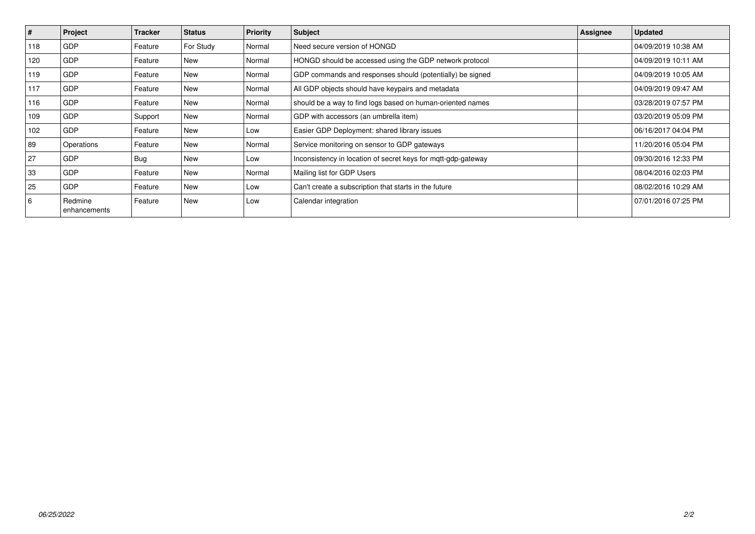| # | Project | Tracker | Status | Priority | Subject | Assignee | Updated |
| --- | --- | --- | --- | --- | --- | --- | --- |
| 118 | GDP | Feature | For Study | Normal | Need secure version of HONGD | | 04/09/2019 10:38 AM |
| 120 | GDP | Feature | New | Normal | HONGD should be accessed using the GDP network protocol | | 04/09/2019 10:11 AM |
| 119 | GDP | Feature | New | Normal | GDP commands and responses should (potentially) be signed | | 04/09/2019 10:05 AM |
| 117 | GDP | Feature | New | Normal | All GDP objects should have keypairs and metadata | | 04/09/2019 09:47 AM |
| 116 | GDP | Feature | New | Normal | should be a way to find logs based on human-oriented names | | 03/28/2019 07:57 PM |
| 109 | GDP | Support | New | Normal | GDP with accessors (an umbrella item) | | 03/20/2019 05:09 PM |
| 102 | GDP | Feature | New | Low | Easier GDP Deployment: shared library issues | | 06/16/2017 04:04 PM |
| 89 | Operations | Feature | New | Normal | Service monitoring on sensor to GDP gateways | | 11/20/2016 05:04 PM |
| 27 | GDP | Bug | New | Low | Inconsistency in location of secret keys for mqtt-gdp-gateway | | 09/30/2016 12:33 PM |
| 33 | GDP | Feature | New | Normal | Mailing list for GDP Users | | 08/04/2016 02:03 PM |
| 25 | GDP | Feature | New | Low | Can't create a subscription that starts in the future | | 08/02/2016 10:29 AM |
| 6 | Redmine enhancements | Feature | New | Low | Calendar integration | | 07/01/2016 07:25 PM |